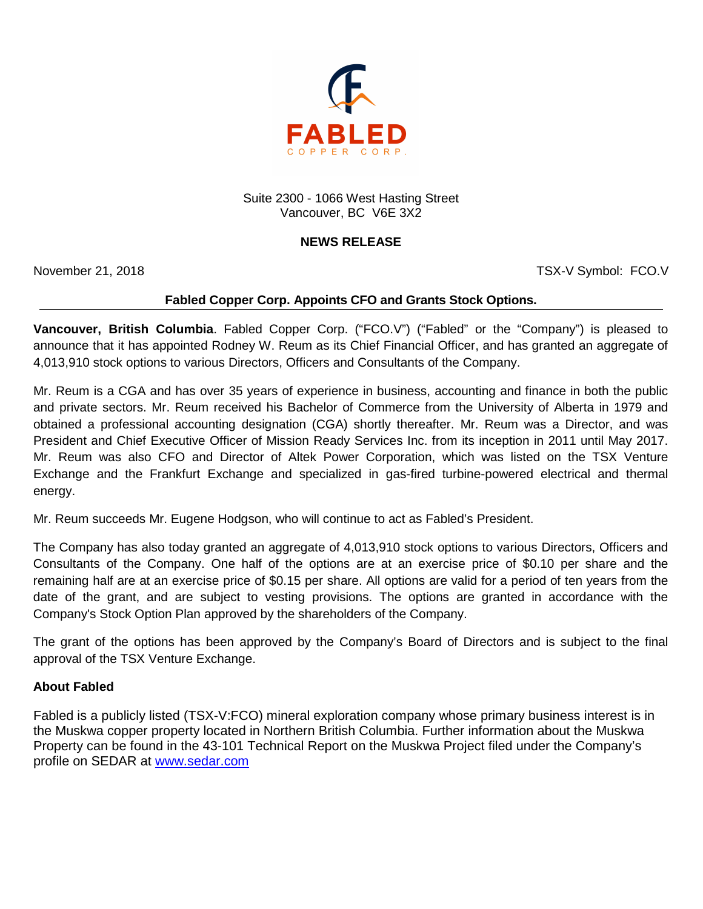FABLED

COPPER CORP.

Suite 2300 - 1066 West Hasting Street
Vancouver, BC V6E 3X2

**NEWS RELEASE**

November 21, 2018 TSX-V Symbol: FCO.V

## Fabled Copper Corp. Appoints CFO and Grants Stock Options.

**Vancouver, British Columbia**. Fabled Copper Corp. ("FCO.V") ("Fabled" or the "Company") is pleased to announce that it has appointed Rodney W. Reum as its Chief Financial Officer, and has granted an aggregate of 4,013,910 stock options to various Directors, Officers and Consultants of the Company.

Mr. Reum is a CGA and has over 35 years of experience in business, accounting and finance in both the public and private sectors. Mr. Reum received his Bachelor of Commerce from the University of Alberta in 1979 and obtained a professional accounting designation (CGA) shortly thereafter. Mr. Reum was a Director, and was President and Chief Executive Officer of Mission Ready Services Inc. from its inception in 2011 until May 2017. Mr. Reum was also CFO and Director of Altek Power Corporation, which was listed on the TSX Venture Exchange and the Frankfurt Exchange and specialized in gas-fired turbine-powered electrical and thermal energy.

Mr. Reum succeeds Mr. Eugene Hodgson, who will continue to act as Fabled's President.

The Company has also today granted an aggregate of 4,013,910 stock options to various Directors, Officers and Consultants of the Company. One half of the options are at an exercise price of $0.10 per share and the remaining half are at an exercise price of $0.15 per share. All options are valid for a period of ten years from the date of the grant, and are subject to vesting provisions. The options are granted in accordance with the Company's Stock Option Plan approved by the shareholders of the Company.

The grant of the options has been approved by the Company's Board of Directors and is subject to the final approval of the TSX Venture Exchange.

**About Fabled**

Fabled is a publicly listed (TSX-V:FCO) mineral exploration company whose primary business interest is in the Muskwa copper property located in Northern British Columbia. Further information about the Muskwa Property can be found in the 43-101 Technical Report on the Muskwa Project filed under the Company's profile on SEDAR at www.sedar.com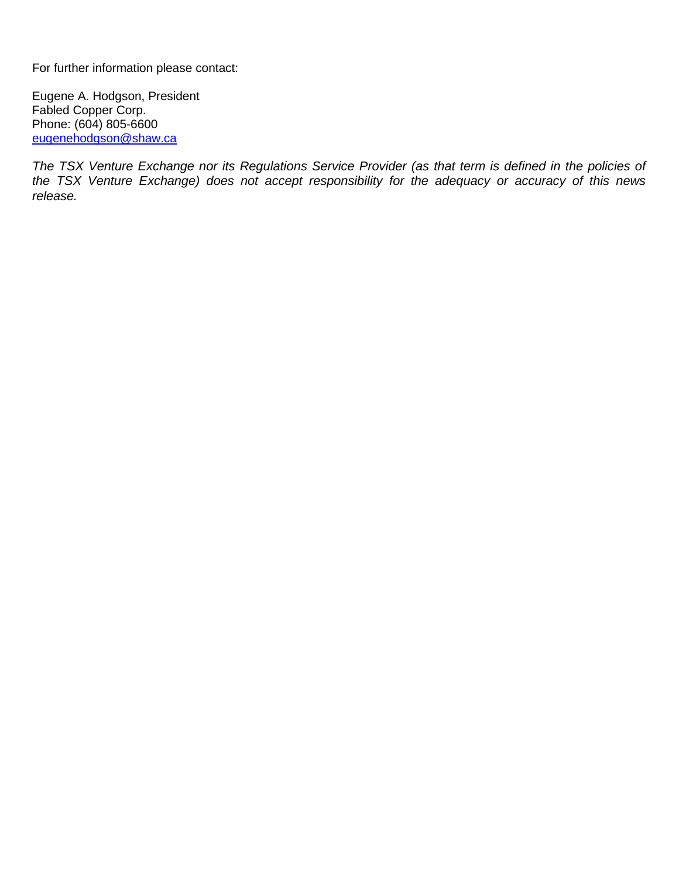For further information please contact:

Eugene A. Hodgson, President
Fabled Copper Corp.
Phone: (604) 805-6600
eugenehodgson@shaw.ca

*The TSX Venture Exchange nor its Regulations Service Provider (as that term is defined in the policies of the TSX Venture Exchange) does not accept responsibility for the adequacy or accuracy of this news release.*